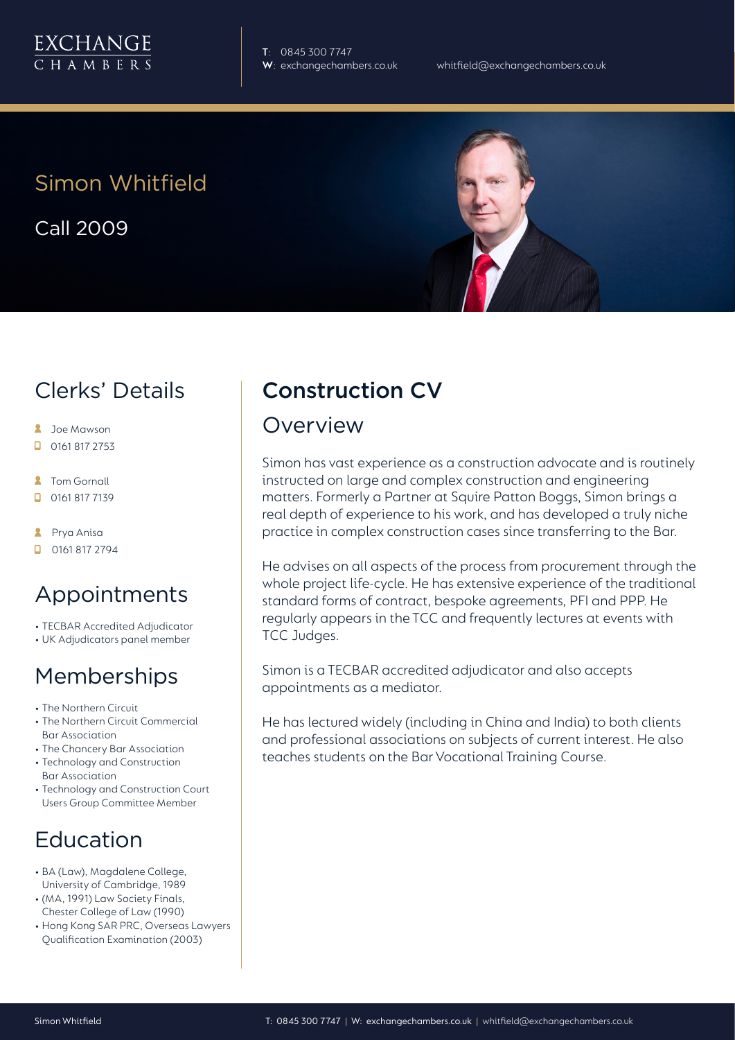EXCHANGE
CHAMBERS

**T**: 0845 300 7747
**W**: exchangechambers.co.uk
whitfield@exchangechambers.co.uk

# Simon Whitfield

Call 2009

## Clerks' Details

- Joe Mawson
- 0161 817 2753
- Tom Gornall
- 0161 817 7139
- Prya Anisa
- 0161 817 2794

## Appointments

- TECBAR Accredited Adjudicator
- UK Adjudicators panel member

## Memberships

- The Northern Circuit
- The Northern Circuit Commercial Bar Association
- The Chancery Bar Association
- Technology and Construction Bar Association
- Technology and Construction Court Users Group Committee Member

## Education

- BA (Law), Magdalene College, University of Cambridge, 1989
- (MA, 1991) Law Society Finals, Chester College of Law (1990)
- Hong Kong SAR PRC, Overseas Lawyers Qualification Examination (2003)

## Construction CV

### Overview

Simon has vast experience as a construction advocate and is routinely instructed on large and complex construction and engineering matters. Formerly a Partner at Squire Patton Boggs, Simon brings a real depth of experience to his work, and has developed a truly niche practice in complex construction cases since transferring to the Bar.

He advises on all aspects of the process from procurement through the whole project life-cycle. He has extensive experience of the traditional standard forms of contract, bespoke agreements, PFI and PPP. He regularly appears in the TCC and frequently lectures at events with TCC Judges.

Simon is a TECBAR accredited adjudicator and also accepts appointments as a mediator.

He has lectured widely (including in China and India) to both clients and professional associations on subjects of current interest. He also teaches students on the Bar Vocational Training Course.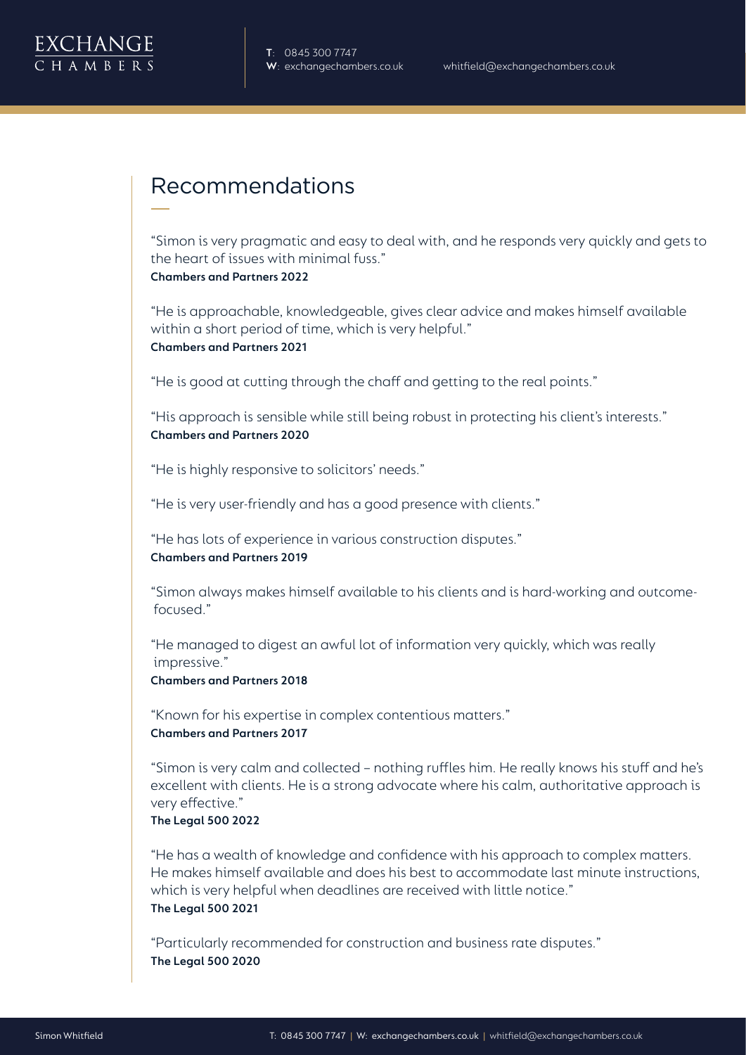## Recommendations

"Simon is very pragmatic and easy to deal with, and he responds very quickly and gets to the heart of issues with minimal fuss."
**Chambers and Partners 2022**

"He is approachable, knowledgeable, gives clear advice and makes himself available within a short period of time, which is very helpful."
**Chambers and Partners 2021**

"He is good at cutting through the chaff and getting to the real points."

"His approach is sensible while still being robust in protecting his client's interests."
**Chambers and Partners 2020**

"He is highly responsive to solicitors' needs."

"He is very user-friendly and has a good presence with clients."

"He has lots of experience in various construction disputes."
**Chambers and Partners 2019**

"Simon always makes himself available to his clients and is hard-working and outcome-focused."

"He managed to digest an awful lot of information very quickly, which was really impressive."
**Chambers and Partners 2018**

"Known for his expertise in complex contentious matters."
**Chambers and Partners 2017**

"Simon is very calm and collected – nothing ruffles him. He really knows his stuff and he's excellent with clients. He is a strong advocate where his calm, authoritative approach is very effective."
**The Legal 500 2022**

"He has a wealth of knowledge and confidence with his approach to complex matters. He makes himself available and does his best to accommodate last minute instructions, which is very helpful when deadlines are received with little notice."
**The Legal 500 2021**

"Particularly recommended for construction and business rate disputes."
**The Legal 500 2020**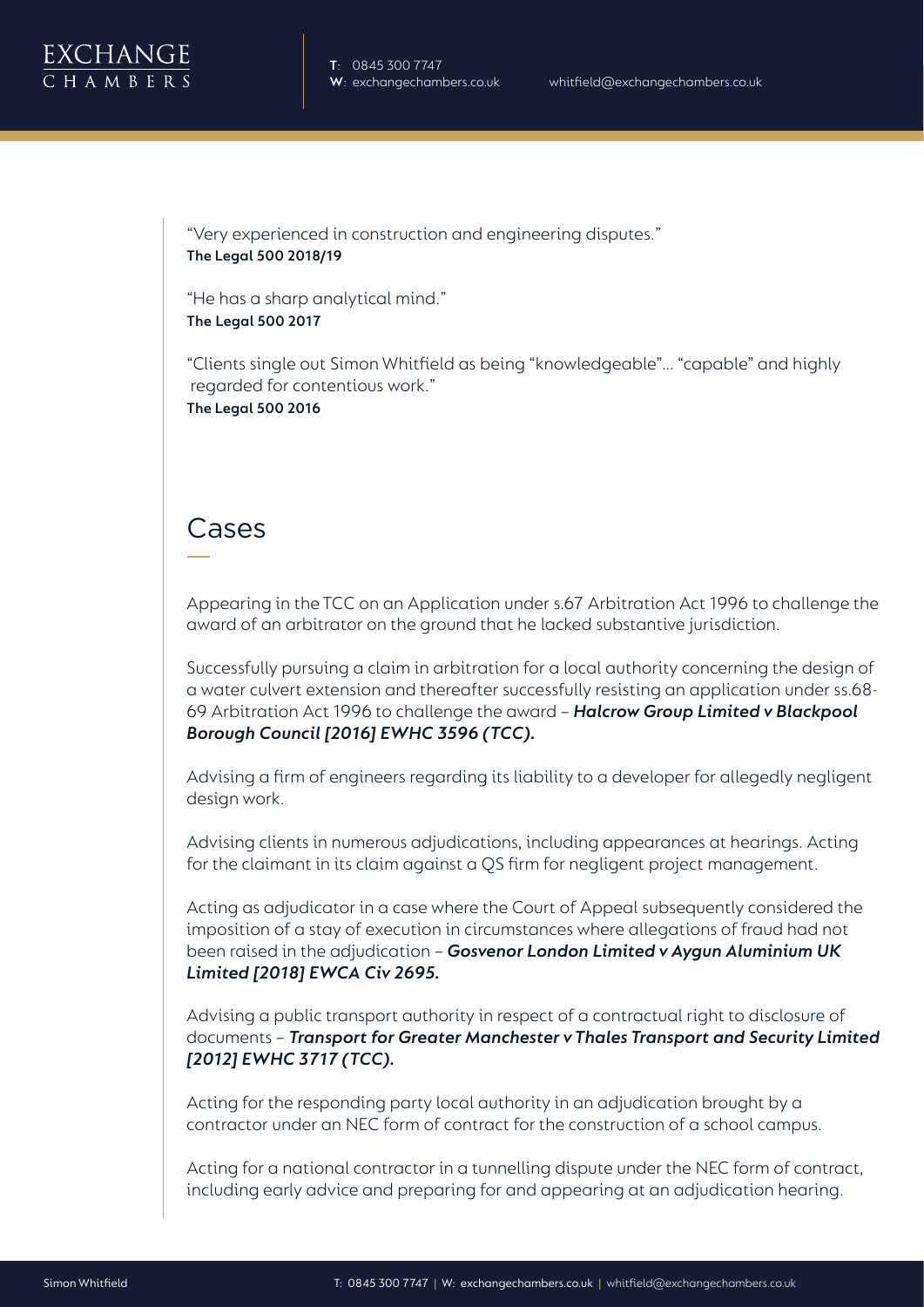"Very experienced in construction and engineering disputes."
**The Legal 500 2018/19**

"He has a sharp analytical mind."
**The Legal 500 2017**

"Clients single out Simon Whitfield as being "knowledgeable"... "capable" and highly regarded for contentious work."
**The Legal 500 2016**

## Cases

Appearing in the TCC on an Application under s.67 Arbitration Act 1996 to challenge the award of an arbitrator on the ground that he lacked substantive jurisdiction.

Successfully pursuing a claim in arbitration for a local authority concerning the design of a water culvert extension and thereafter successfully resisting an application under ss.68-69 Arbitration Act 1996 to challenge the award – ***Halcrow Group Limited v Blackpool Borough Council [2016] EWHC 3596 (TCC).***

Advising a firm of engineers regarding its liability to a developer for allegedly negligent design work.

Advising clients in numerous adjudications, including appearances at hearings. Acting for the claimant in its claim against a QS firm for negligent project management.

Acting as adjudicator in a case where the Court of Appeal subsequently considered the imposition of a stay of execution in circumstances where allegations of fraud had not been raised in the adjudication – ***Gosvenor London Limited v Aygun Aluminium UK Limited [2018] EWCA Civ 2695.***

Advising a public transport authority in respect of a contractual right to disclosure of documents – ***Transport for Greater Manchester v Thales Transport and Security Limited [2012] EWHC 3717 (TCC).***

Acting for the responding party local authority in an adjudication brought by a contractor under an NEC form of contract for the construction of a school campus.

Acting for a national contractor in a tunnelling dispute under the NEC form of contract, including early advice and preparing for and appearing at an adjudication hearing.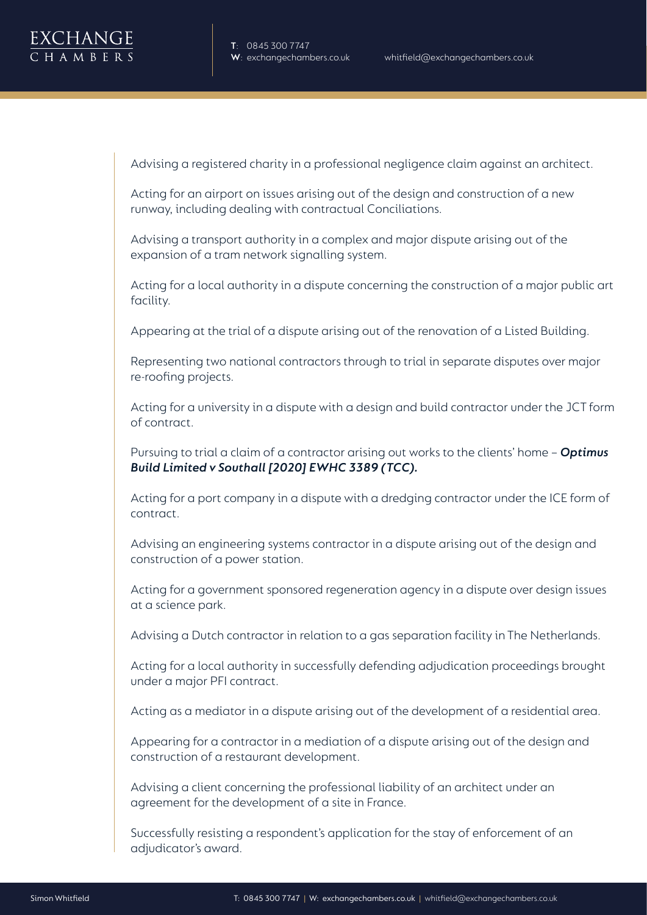Advising a registered charity in a professional negligence claim against an architect.

Acting for an airport on issues arising out of the design and construction of a new runway, including dealing with contractual Conciliations.

Advising a transport authority in a complex and major dispute arising out of the expansion of a tram network signalling system.

Acting for a local authority in a dispute concerning the construction of a major public art facility.

Appearing at the trial of a dispute arising out of the renovation of a Listed Building.

Representing two national contractors through to trial in separate disputes over major re-roofing projects.

Acting for a university in a dispute with a design and build contractor under the JCT form of contract.

Pursuing to trial a claim of a contractor arising out works to the clients' home – ***Optimus Build Limited v Southall [2020] EWHC 3389 (TCC).***

Acting for a port company in a dispute with a dredging contractor under the ICE form of contract.

Advising an engineering systems contractor in a dispute arising out of the design and construction of a power station.

Acting for a government sponsored regeneration agency in a dispute over design issues at a science park.

Advising a Dutch contractor in relation to a gas separation facility in The Netherlands.

Acting for a local authority in successfully defending adjudication proceedings brought under a major PFI contract.

Acting as a mediator in a dispute arising out of the development of a residential area.

Appearing for a contractor in a mediation of a dispute arising out of the design and construction of a restaurant development.

Advising a client concerning the professional liability of an architect under an agreement for the development of a site in France.

Successfully resisting a respondent's application for the stay of enforcement of an adjudicator's award.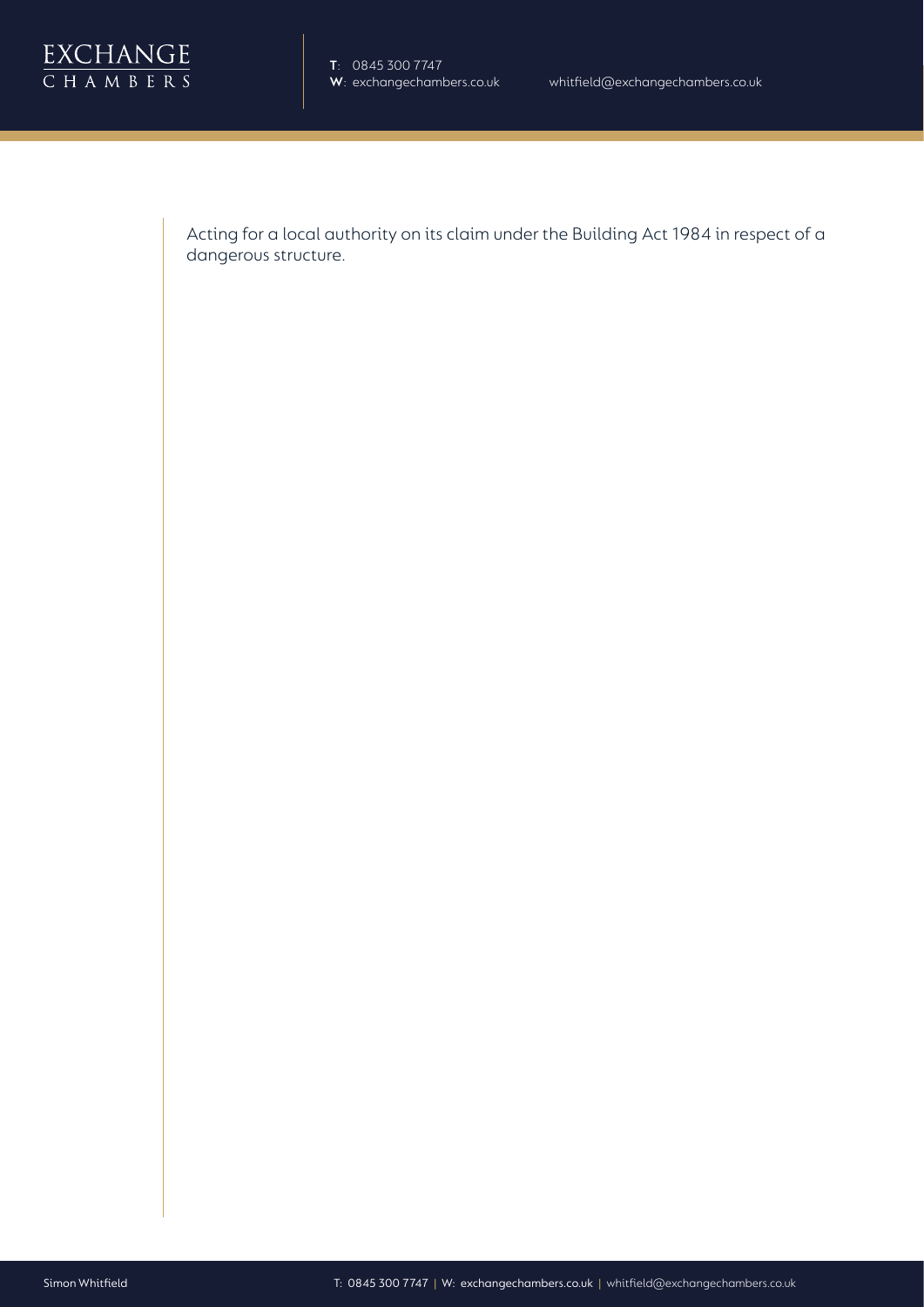Acting for a local authority on its claim under the Building Act 1984 in respect of a dangerous structure.